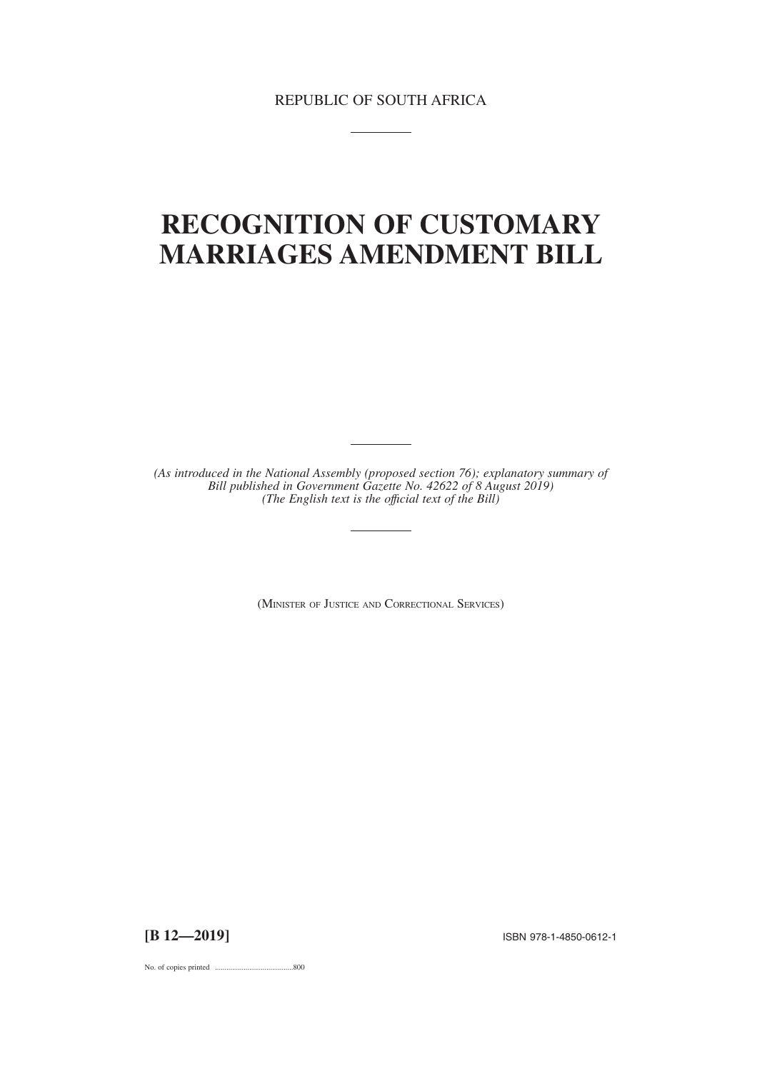REPUBLIC OF SOUTH AFRICA

---

# RECOGNITION OF CUSTOMARY MARRIAGES AMENDMENT BILL

---

*(As introduced in the National Assembly (proposed section 76); explanatory summary of Bill published in Government Gazette No. 42622 of 8 August 2019)*
*(The English text is the official text of the Bill)*

---

(MINISTER OF JUSTICE AND CORRECTIONAL SERVICES)

**[B 12—2019]** ISBN 978-1-4850-0612-1

No. of copies printed .........................................800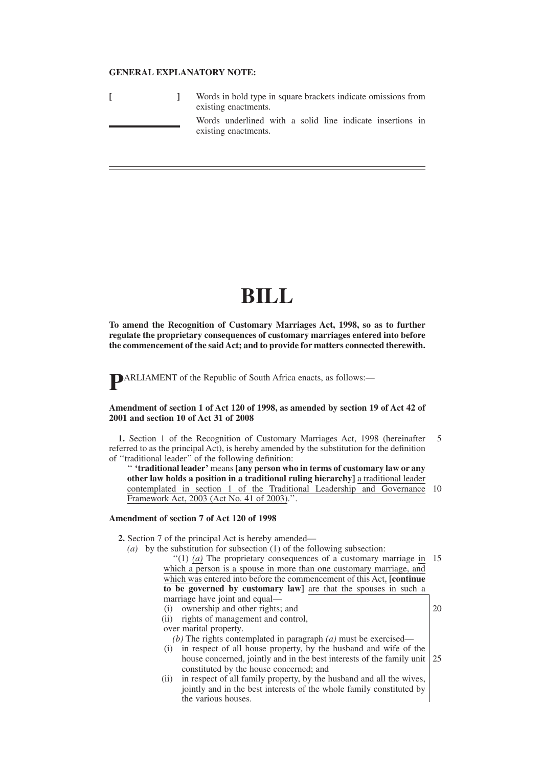**GENERAL EXPLANATORY NOTE:**

| | |
|---|---|
| **[ ]** | Words in bold type in square brackets indicate omissions from existing enactments. |
| ______ | Words underlined with a solid line indicate insertions in existing enactments. |

---

# BILL

**To amend the Recognition of Customary Marriages Act, 1998, so as to further regulate the proprietary consequences of customary marriages entered into before the commencement of the said Act; and to provide for matters connected therewith.**

**P**ARLIAMENT of the Republic of South Africa enacts, as follows:—

**Amendment of section 1 of Act 120 of 1998, as amended by section 19 of Act 42 of 2001 and section 10 of Act 31 of 2008**

**1.** Section 1 of the Recognition of Customary Marriages Act, 1998 (hereinafter referred to as the principal Act), is hereby amended by the substitution for the definition of ''traditional leader'' of the following definition:

'' **'traditional leader'** means **[any person who in terms of customary law or any other law holds a position in a traditional ruling hierarchy]** <u>a traditional leader contemplated in section 1 of the Traditional Leadership and Governance Framework Act, 2003 (Act No. 41 of 2003)</u>.''.

**Amendment of section 7 of Act 120 of 1998**

**2.** Section 7 of the principal Act is hereby amended—

*(a)* by the substitution for subsection (1) of the following subsection:

''(1) <u>*(a)*</u> The proprietary consequences of a customary marriage <u>in which a person is a spouse in more than one customary marriage, and which was</u> entered into before the commencement of this Act<u>,</u> **[continue to be governed by customary law]** <u>are that the spouses in such a marriage have joint and equal—</u>

<u>(i) ownership and other rights; and</u>

<u>(ii) rights of management and control,</u>

<u>over marital property.</u>

<u>*(b)* The rights contemplated in paragraph *(a)* must be exercised—</u>

<u>(i) in respect of all house property, by the husband and wife of the house concerned, jointly and in the best interests of the family unit constituted by the house concerned; and</u>

<u>(ii) in respect of all family property, by the husband and all the wives, jointly and in the best interests of the whole family constituted by the various houses.</u>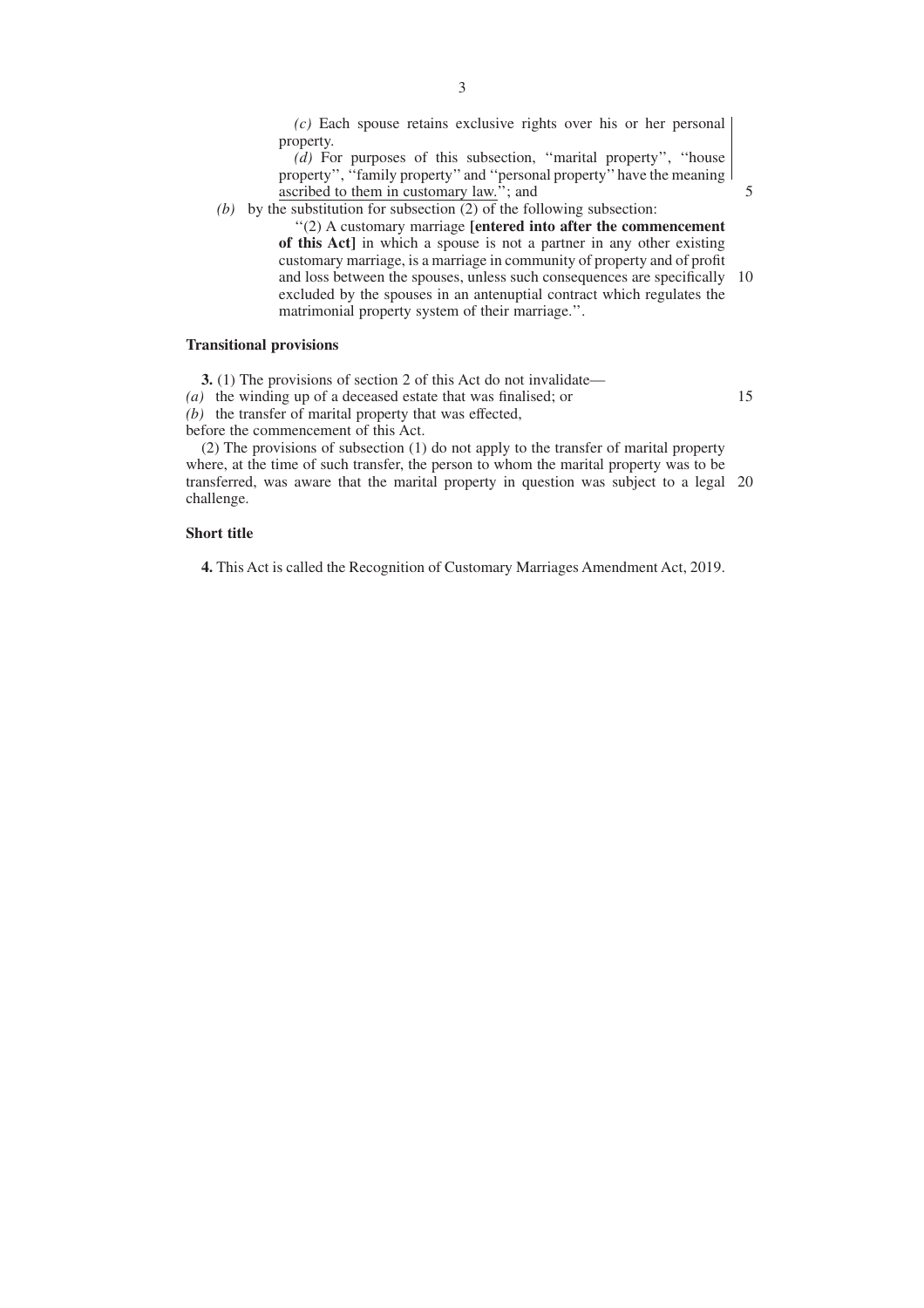*(c)* Each spouse retains exclusive rights over his or her personal property.

*(d)* For purposes of this subsection, ''marital property'', ''house property'', ''family property'' and ''personal property'' have the meaning ascribed to them in customary law.''; and

*(b)* by the substitution for subsection (2) of the following subsection:

''(2) A customary marriage **[entered into after the commencement of this Act]** in which a spouse is not a partner in any other existing customary marriage, is a marriage in community of property and of profit and loss between the spouses, unless such consequences are specifically excluded by the spouses in an antenuptial contract which regulates the matrimonial property system of their marriage.''.

**Transitional provisions**

**3.** (1) The provisions of section 2 of this Act do not invalidate—

*(a)* the winding up of a deceased estate that was finalised; or

*(b)* the transfer of marital property that was effected,

before the commencement of this Act.

(2) The provisions of subsection (1) do not apply to the transfer of marital property where, at the time of such transfer, the person to whom the marital property was to be transferred, was aware that the marital property in question was subject to a legal challenge.

**Short title**

**4.** This Act is called the Recognition of Customary Marriages Amendment Act, 2019.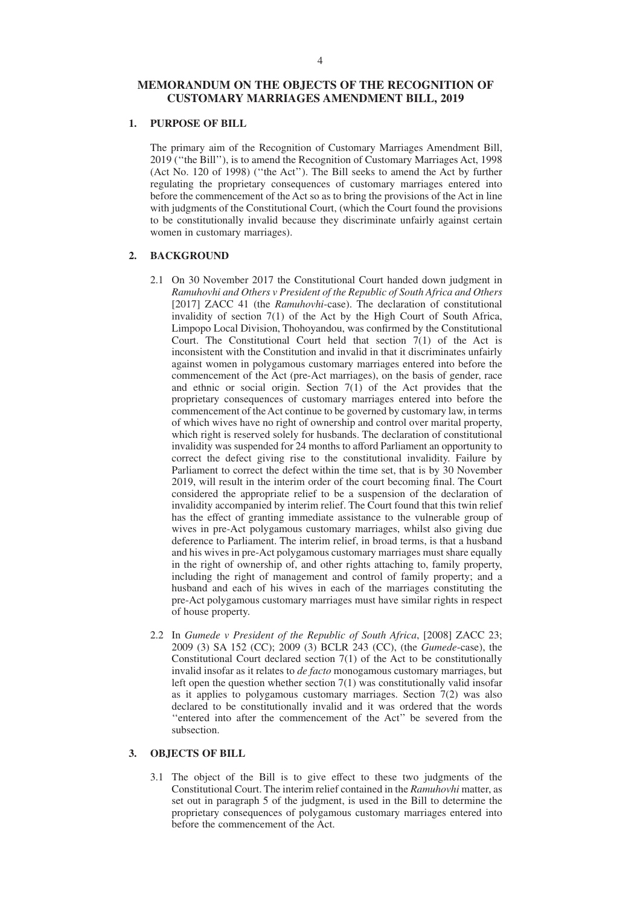# MEMORANDUM ON THE OBJECTS OF THE RECOGNITION OF CUSTOMARY MARRIAGES AMENDMENT BILL, 2019

## 1. PURPOSE OF BILL

The primary aim of the Recognition of Customary Marriages Amendment Bill, 2019 (''the Bill''), is to amend the Recognition of Customary Marriages Act, 1998 (Act No. 120 of 1998) (''the Act''). The Bill seeks to amend the Act by further regulating the proprietary consequences of customary marriages entered into before the commencement of the Act so as to bring the provisions of the Act in line with judgments of the Constitutional Court, (which the Court found the provisions to be constitutionally invalid because they discriminate unfairly against certain women in customary marriages).

## 2. BACKGROUND

2.1 On 30 November 2017 the Constitutional Court handed down judgment in *Ramuhovhi and Others v President of the Republic of South Africa and Others* [2017] ZACC 41 (the *Ramuhovhi*-case). The declaration of constitutional invalidity of section 7(1) of the Act by the High Court of South Africa, Limpopo Local Division, Thohoyandou, was confirmed by the Constitutional Court. The Constitutional Court held that section 7(1) of the Act is inconsistent with the Constitution and invalid in that it discriminates unfairly against women in polygamous customary marriages entered into before the commencement of the Act (pre-Act marriages), on the basis of gender, race and ethnic or social origin. Section 7(1) of the Act provides that the proprietary consequences of customary marriages entered into before the commencement of the Act continue to be governed by customary law, in terms of which wives have no right of ownership and control over marital property, which right is reserved solely for husbands. The declaration of constitutional invalidity was suspended for 24 months to afford Parliament an opportunity to correct the defect giving rise to the constitutional invalidity. Failure by Parliament to correct the defect within the time set, that is by 30 November 2019, will result in the interim order of the court becoming final. The Court considered the appropriate relief to be a suspension of the declaration of invalidity accompanied by interim relief. The Court found that this twin relief has the effect of granting immediate assistance to the vulnerable group of wives in pre-Act polygamous customary marriages, whilst also giving due deference to Parliament. The interim relief, in broad terms, is that a husband and his wives in pre-Act polygamous customary marriages must share equally in the right of ownership of, and other rights attaching to, family property, including the right of management and control of family property; and a husband and each of his wives in each of the marriages constituting the pre-Act polygamous customary marriages must have similar rights in respect of house property.

2.2 In *Gumede v President of the Republic of South Africa*, [2008] ZACC 23; 2009 (3) SA 152 (CC); 2009 (3) BCLR 243 (CC), (the *Gumede*-case), the Constitutional Court declared section 7(1) of the Act to be constitutionally invalid insofar as it relates to *de facto* monogamous customary marriages, but left open the question whether section 7(1) was constitutionally valid insofar as it applies to polygamous customary marriages. Section 7(2) was also declared to be constitutionally invalid and it was ordered that the words ''entered into after the commencement of the Act'' be severed from the subsection.

## 3. OBJECTS OF BILL

3.1 The object of the Bill is to give effect to these two judgments of the Constitutional Court. The interim relief contained in the *Ramuhovhi* matter, as set out in paragraph 5 of the judgment, is used in the Bill to determine the proprietary consequences of polygamous customary marriages entered into before the commencement of the Act.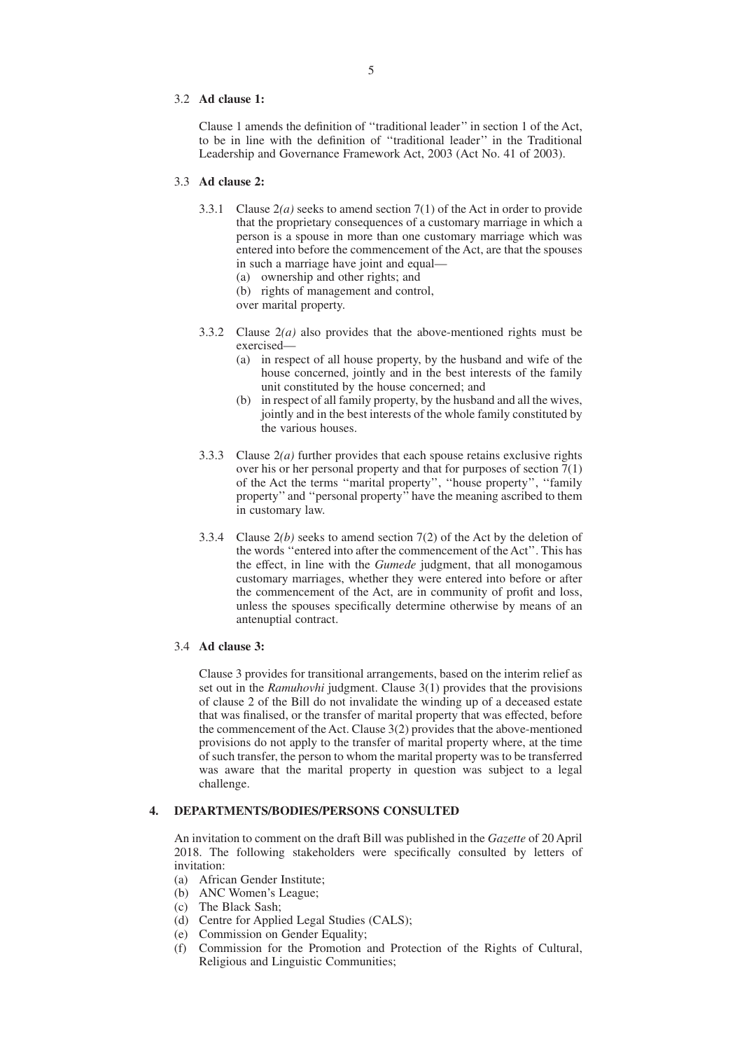3.2 **Ad clause 1:**

Clause 1 amends the definition of ''traditional leader'' in section 1 of the Act, to be in line with the definition of ''traditional leader'' in the Traditional Leadership and Governance Framework Act, 2003 (Act No. 41 of 2003).

3.3 **Ad clause 2:**

3.3.1 Clause 2*(a)* seeks to amend section 7(1) of the Act in order to provide that the proprietary consequences of a customary marriage in which a person is a spouse in more than one customary marriage which was entered into before the commencement of the Act, are that the spouses in such a marriage have joint and equal—

(a) ownership and other rights; and
(b) rights of management and control,

over marital property.

3.3.2 Clause 2*(a)* also provides that the above-mentioned rights must be exercised—

(a) in respect of all house property, by the husband and wife of the house concerned, jointly and in the best interests of the family unit constituted by the house concerned; and
(b) in respect of all family property, by the husband and all the wives, jointly and in the best interests of the whole family constituted by the various houses.

3.3.3 Clause 2*(a)* further provides that each spouse retains exclusive rights over his or her personal property and that for purposes of section 7(1) of the Act the terms ''marital property'', ''house property'', ''family property'' and ''personal property'' have the meaning ascribed to them in customary law.

3.3.4 Clause 2*(b)* seeks to amend section 7(2) of the Act by the deletion of the words ''entered into after the commencement of the Act''. This has the effect, in line with the *Gumede* judgment, that all monogamous customary marriages, whether they were entered into before or after the commencement of the Act, are in community of profit and loss, unless the spouses specifically determine otherwise by means of an antenuptial contract.

3.4 **Ad clause 3:**

Clause 3 provides for transitional arrangements, based on the interim relief as set out in the *Ramuhovhi* judgment. Clause 3(1) provides that the provisions of clause 2 of the Bill do not invalidate the winding up of a deceased estate that was finalised, or the transfer of marital property that was effected, before the commencement of the Act. Clause 3(2) provides that the above-mentioned provisions do not apply to the transfer of marital property where, at the time of such transfer, the person to whom the marital property was to be transferred was aware that the marital property in question was subject to a legal challenge.

## 4. DEPARTMENTS/BODIES/PERSONS CONSULTED

An invitation to comment on the draft Bill was published in the *Gazette* of 20 April 2018. The following stakeholders were specifically consulted by letters of invitation:

(a) African Gender Institute;
(b) ANC Women's League;
(c) The Black Sash;
(d) Centre for Applied Legal Studies (CALS);
(e) Commission on Gender Equality;
(f) Commission for the Promotion and Protection of the Rights of Cultural, Religious and Linguistic Communities;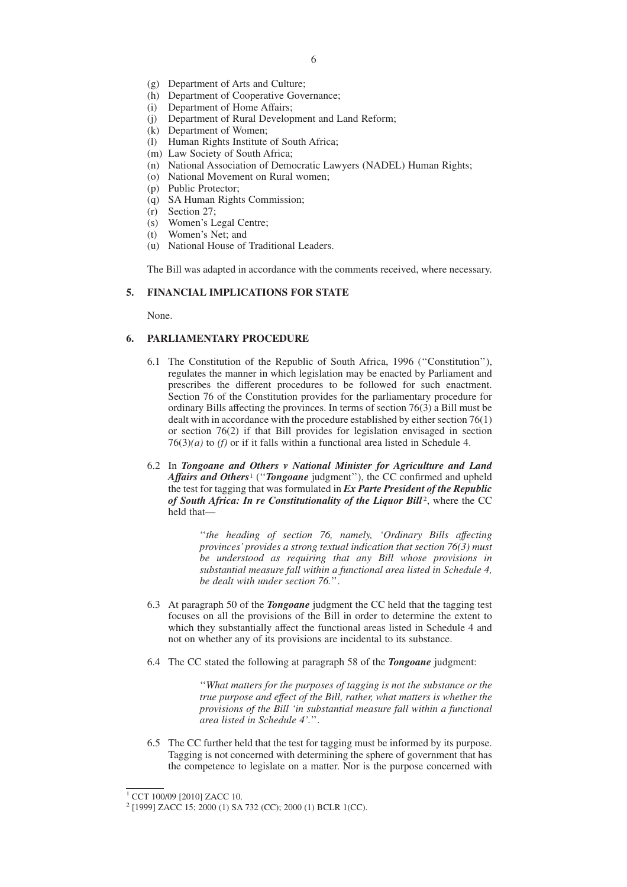(g) Department of Arts and Culture;
(h) Department of Cooperative Governance;
(i) Department of Home Affairs;
(j) Department of Rural Development and Land Reform;
(k) Department of Women;
(l) Human Rights Institute of South Africa;
(m) Law Society of South Africa;
(n) National Association of Democratic Lawyers (NADEL) Human Rights;
(o) National Movement on Rural women;
(p) Public Protector;
(q) SA Human Rights Commission;
(r) Section 27;
(s) Women's Legal Centre;
(t) Women's Net; and
(u) National House of Traditional Leaders.

The Bill was adapted in accordance with the comments received, where necessary.

## 5. FINANCIAL IMPLICATIONS FOR STATE

None.

## 6. PARLIAMENTARY PROCEDURE

6.1 The Constitution of the Republic of South Africa, 1996 (''Constitution''), regulates the manner in which legislation may be enacted by Parliament and prescribes the different procedures to be followed for such enactment. Section 76 of the Constitution provides for the parliamentary procedure for ordinary Bills affecting the provinces. In terms of section 76(3) a Bill must be dealt with in accordance with the procedure established by either section 76(1) or section 76(2) if that Bill provides for legislation envisaged in section 76(3)*(a)* to *(f)* or if it falls within a functional area listed in Schedule 4.

6.2 In ***Tongoane and Others v National Minister for Agriculture and Land Affairs and Others***[1] (''***Tongoane*** judgment''), the CC confirmed and upheld the test for tagging that was formulated in ***Ex Parte President of the Republic of South Africa: In re Constitutionality of the Liquor Bill***[2], where the CC held that—

> ''*the heading of section 76, namely, 'Ordinary Bills affecting provinces' provides a strong textual indication that section 76(3) must be understood as requiring that any Bill whose provisions in substantial measure fall within a functional area listed in Schedule 4, be dealt with under section 76.*''.

6.3 At paragraph 50 of the ***Tongoane*** judgment the CC held that the tagging test focuses on all the provisions of the Bill in order to determine the extent to which they substantially affect the functional areas listed in Schedule 4 and not on whether any of its provisions are incidental to its substance.

6.4 The CC stated the following at paragraph 58 of the ***Tongoane*** judgment:

> ''*What matters for the purposes of tagging is not the substance or the true purpose and effect of the Bill, rather, what matters is whether the provisions of the Bill 'in substantial measure fall within a functional area listed in Schedule 4'.*''.

6.5 The CC further held that the test for tagging must be informed by its purpose. Tagging is not concerned with determining the sphere of government that has the competence to legislate on a matter. Nor is the purpose concerned with

---

[1] CCT 100/09 [2010] ZACC 10.

[2] [1999] ZACC 15; 2000 (1) SA 732 (CC); 2000 (1) BCLR 1(CC).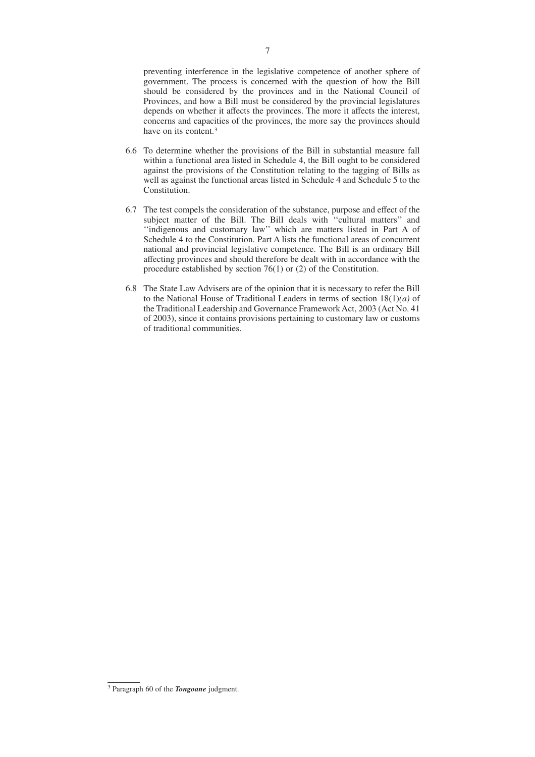preventing interference in the legislative competence of another sphere of government. The process is concerned with the question of how the Bill should be considered by the provinces and in the National Council of Provinces, and how a Bill must be considered by the provincial legislatures depends on whether it affects the provinces. The more it affects the interest, concerns and capacities of the provinces, the more say the provinces should have on its content.[3]

6.6 To determine whether the provisions of the Bill in substantial measure fall within a functional area listed in Schedule 4, the Bill ought to be considered against the provisions of the Constitution relating to the tagging of Bills as well as against the functional areas listed in Schedule 4 and Schedule 5 to the Constitution.

6.7 The test compels the consideration of the substance, purpose and effect of the subject matter of the Bill. The Bill deals with ''cultural matters'' and ''indigenous and customary law'' which are matters listed in Part A of Schedule 4 to the Constitution. Part A lists the functional areas of concurrent national and provincial legislative competence. The Bill is an ordinary Bill affecting provinces and should therefore be dealt with in accordance with the procedure established by section 76(1) or (2) of the Constitution.

6.8 The State Law Advisers are of the opinion that it is necessary to refer the Bill to the National House of Traditional Leaders in terms of section 18(1)*(a)* of the Traditional Leadership and Governance Framework Act, 2003 (Act No. 41 of 2003), since it contains provisions pertaining to customary law or customs of traditional communities.

---

[3] Paragraph 60 of the ***Tongoane*** judgment.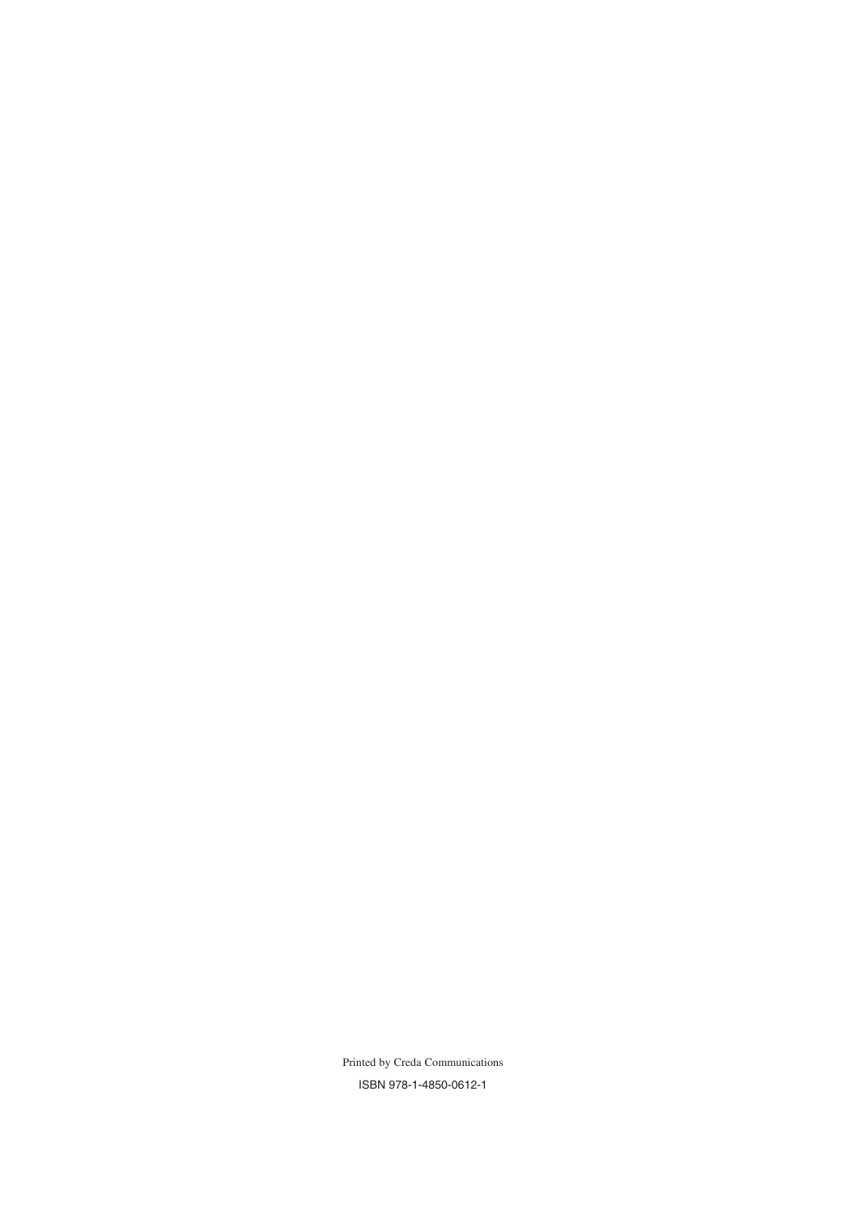Printed by Creda Communications

ISBN 978-1-4850-0612-1